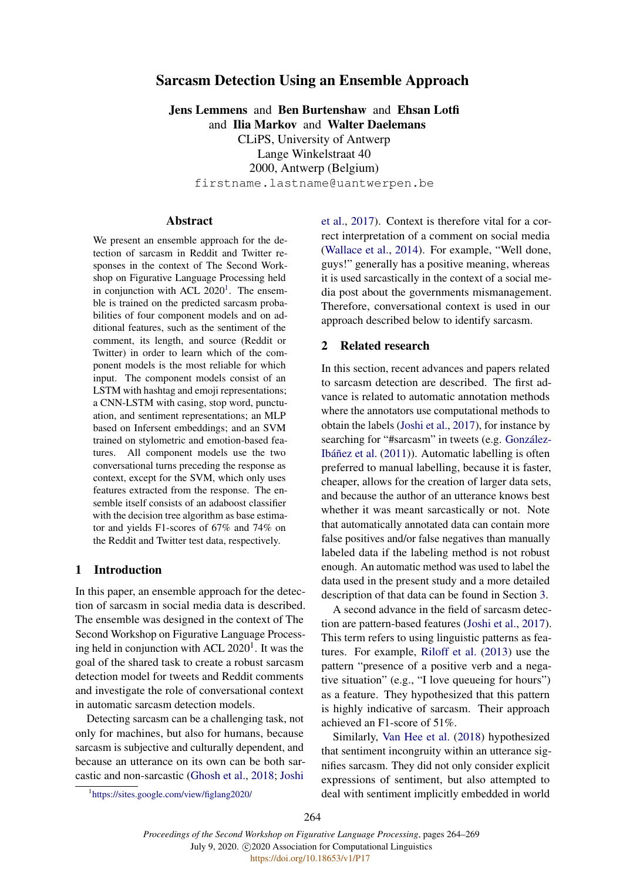# Sarcasm Detection Using an Ensemble Approach

**Jens Lemmens** and **Ben Burtenshaw** and **Ehsan Lotfi** and **Ilia Markov** and **Walter Daelemans**
CLiPS, University of Antwerp
Lange Winkelstraat 40
2000, Antwerp (Belgium)
firstname.lastname@uantwerpen.be

## Abstract

We present an ensemble approach for the detection of sarcasm in Reddit and Twitter responses in the context of The Second Workshop on Figurative Language Processing held in conjunction with ACL 2020[1]. The ensemble is trained on the predicted sarcasm probabilities of four component models and on additional features, such as the sentiment of the comment, its length, and source (Reddit or Twitter) in order to learn which of the component models is the most reliable for which input. The component models consist of an LSTM with hashtag and emoji representations; a CNN-LSTM with casing, stop word, punctuation, and sentiment representations; an MLP based on Infersent embeddings; and an SVM trained on stylometric and emotion-based features. All component models use the two conversational turns preceding the response as context, except for the SVM, which only uses features extracted from the response. The ensemble itself consists of an adaboost classifier with the decision tree algorithm as base estimator and yields F1-scores of 67% and 74% on the Reddit and Twitter test data, respectively.

## 1 Introduction

In this paper, an ensemble approach for the detection of sarcasm in social media data is described. The ensemble was designed in the context of The Second Workshop on Figurative Language Processing held in conjunction with ACL 2020[1]. It was the goal of the shared task to create a robust sarcasm detection model for tweets and Reddit comments and investigate the role of conversational context in automatic sarcasm detection models.

Detecting sarcasm can be a challenging task, not only for machines, but also for humans, because sarcasm is subjective and culturally dependent, and because an utterance on its own can be both sarcastic and non-sarcastic (Ghosh et al., 2018; Joshi et al., 2017). Context is therefore vital for a correct interpretation of a comment on social media (Wallace et al., 2014). For example, "Well done, guys!" generally has a positive meaning, whereas it is used sarcastically in the context of a social media post about the governments mismanagement. Therefore, conversational context is used in our approach described below to identify sarcasm.

## 2 Related research

In this section, recent advances and papers related to sarcasm detection are described. The first advance is related to automatic annotation methods where the annotators use computational methods to obtain the labels (Joshi et al., 2017), for instance by searching for "#sarcasm" in tweets (e.g. González-Ibáñez et al. (2011)). Automatic labelling is often preferred to manual labelling, because it is faster, cheaper, allows for the creation of larger data sets, and because the author of an utterance knows best whether it was meant sarcastically or not. Note that automatically annotated data can contain more false positives and/or false negatives than manually labeled data if the labeling method is not robust enough. An automatic method was used to label the data used in the present study and a more detailed description of that data can be found in Section 3.

A second advance in the field of sarcasm detection are pattern-based features (Joshi et al., 2017). This term refers to using linguistic patterns as features. For example, Riloff et al. (2013) use the pattern "presence of a positive verb and a negative situation" (e.g., "I love queueing for hours") as a feature. They hypothesized that this pattern is highly indicative of sarcasm. Their approach achieved an F1-score of 51%.

Similarly, Van Hee et al. (2018) hypothesized that sentiment incongruity within an utterance signifies sarcasm. They did not only consider explicit expressions of sentiment, but also attempted to deal with sentiment implicitly embedded in world

[1] https://sites.google.com/view/figlang2020/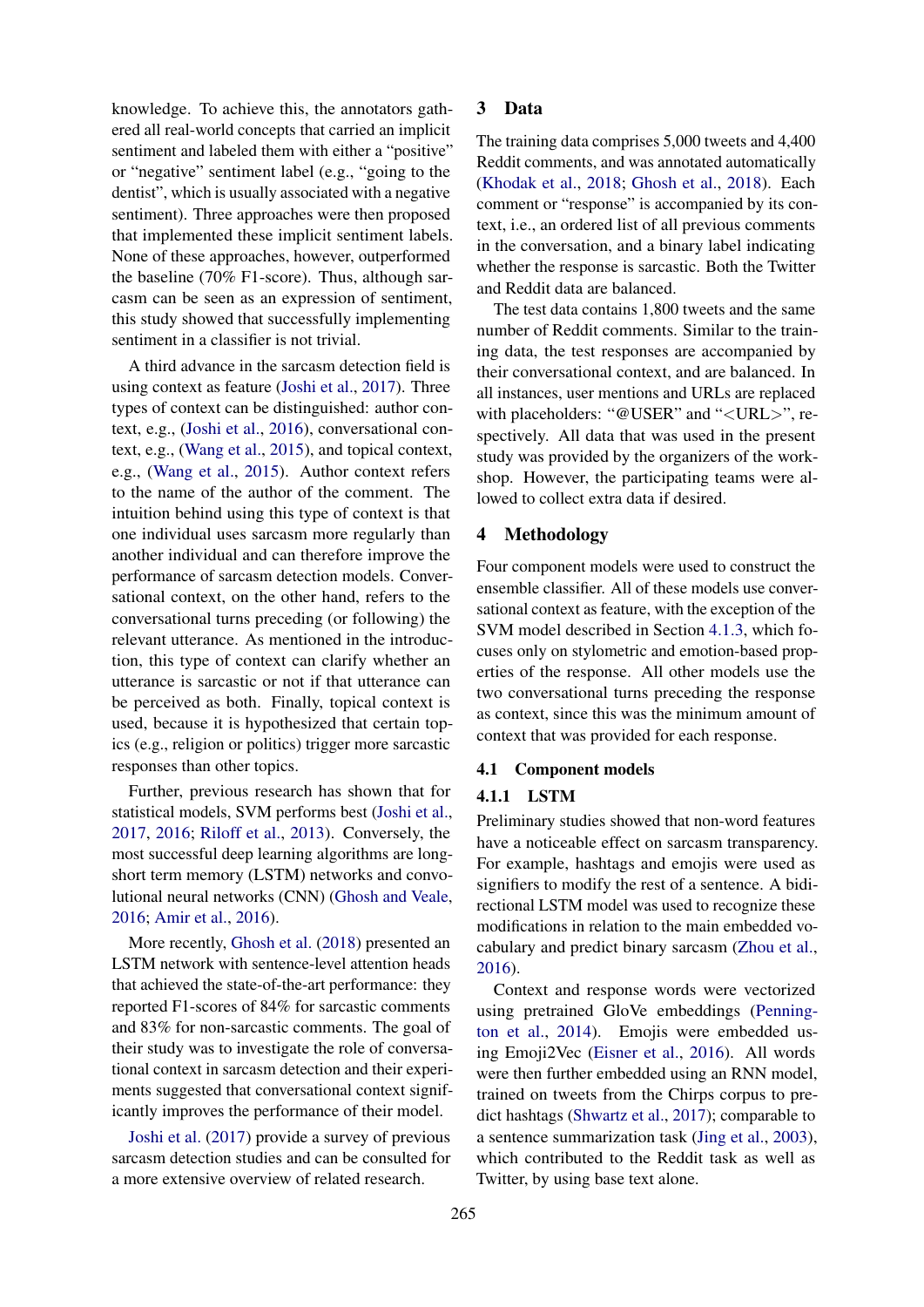knowledge. To achieve this, the annotators gathered all real-world concepts that carried an implicit sentiment and labeled them with either a "positive" or "negative" sentiment label (e.g., "going to the dentist", which is usually associated with a negative sentiment). Three approaches were then proposed that implemented these implicit sentiment labels. None of these approaches, however, outperformed the baseline (70% F1-score). Thus, although sarcasm can be seen as an expression of sentiment, this study showed that successfully implementing sentiment in a classifier is not trivial.

A third advance in the sarcasm detection field is using context as feature (Joshi et al., 2017). Three types of context can be distinguished: author context, e.g., (Joshi et al., 2016), conversational context, e.g., (Wang et al., 2015), and topical context, e.g., (Wang et al., 2015). Author context refers to the name of the author of the comment. The intuition behind using this type of context is that one individual uses sarcasm more regularly than another individual and can therefore improve the performance of sarcasm detection models. Conversational context, on the other hand, refers to the conversational turns preceding (or following) the relevant utterance. As mentioned in the introduction, this type of context can clarify whether an utterance is sarcastic or not if that utterance can be perceived as both. Finally, topical context is used, because it is hypothesized that certain topics (e.g., religion or politics) trigger more sarcastic responses than other topics.

Further, previous research has shown that for statistical models, SVM performs best (Joshi et al., 2017, 2016; Riloff et al., 2013). Conversely, the most successful deep learning algorithms are long-short term memory (LSTM) networks and convolutional neural networks (CNN) (Ghosh and Veale, 2016; Amir et al., 2016).

More recently, Ghosh et al. (2018) presented an LSTM network with sentence-level attention heads that achieved the state-of-the-art performance: they reported F1-scores of 84% for sarcastic comments and 83% for non-sarcastic comments. The goal of their study was to investigate the role of conversational context in sarcasm detection and their experiments suggested that conversational context significantly improves the performance of their model.

Joshi et al. (2017) provide a survey of previous sarcasm detection studies and can be consulted for a more extensive overview of related research.

## 3 Data

The training data comprises 5,000 tweets and 4,400 Reddit comments, and was annotated automatically (Khodak et al., 2018; Ghosh et al., 2018). Each comment or "response" is accompanied by its context, i.e., an ordered list of all previous comments in the conversation, and a binary label indicating whether the response is sarcastic. Both the Twitter and Reddit data are balanced.

The test data contains 1,800 tweets and the same number of Reddit comments. Similar to the training data, the test responses are accompanied by their conversational context, and are balanced. In all instances, user mentions and URLs are replaced with placeholders: "@USER" and "<URL>", respectively. All data that was used in the present study was provided by the organizers of the workshop. However, the participating teams were allowed to collect extra data if desired.

## 4 Methodology

Four component models were used to construct the ensemble classifier. All of these models use conversational context as feature, with the exception of the SVM model described in Section 4.1.3, which focuses only on stylometric and emotion-based properties of the response. All other models use the two conversational turns preceding the response as context, since this was the minimum amount of context that was provided for each response.

### 4.1 Component models

#### 4.1.1 LSTM

Preliminary studies showed that non-word features have a noticeable effect on sarcasm transparency. For example, hashtags and emojis were used as signifiers to modify the rest of a sentence. A bidirectional LSTM model was used to recognize these modifications in relation to the main embedded vocabulary and predict binary sarcasm (Zhou et al., 2016).

Context and response words were vectorized using pretrained GloVe embeddings (Pennington et al., 2014). Emojis were embedded using Emoji2Vec (Eisner et al., 2016). All words were then further embedded using an RNN model, trained on tweets from the Chirps corpus to predict hashtags (Shwartz et al., 2017); comparable to a sentence summarization task (Jing et al., 2003), which contributed to the Reddit task as well as Twitter, by using base text alone.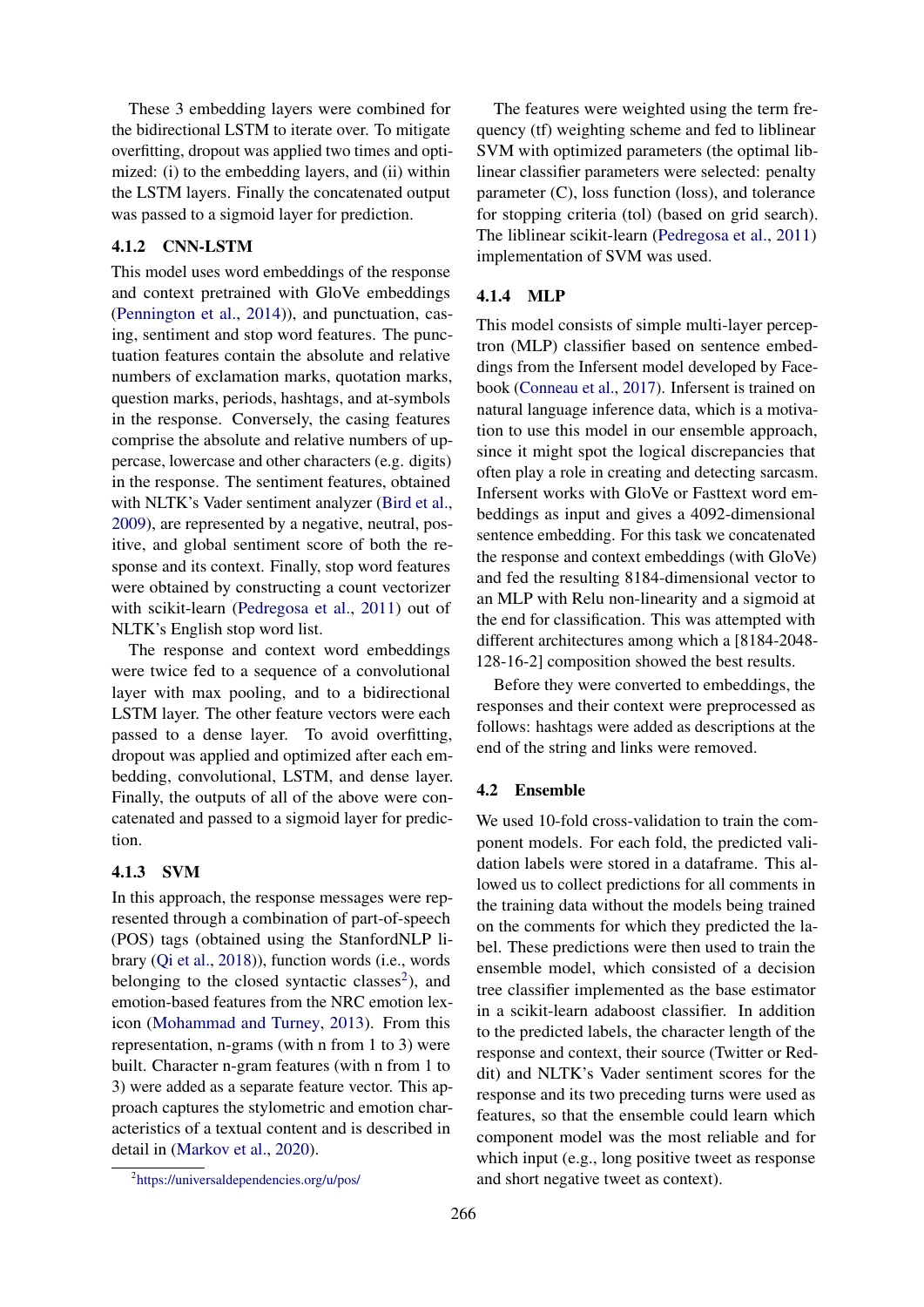These 3 embedding layers were combined for the bidirectional LSTM to iterate over. To mitigate overfitting, dropout was applied two times and optimized: (i) to the embedding layers, and (ii) within the LSTM layers. Finally the concatenated output was passed to a sigmoid layer for prediction.

#### 4.1.2 CNN-LSTM

This model uses word embeddings of the response and context pretrained with GloVe embeddings (Pennington et al., 2014)), and punctuation, casing, sentiment and stop word features. The punctuation features contain the absolute and relative numbers of exclamation marks, quotation marks, question marks, periods, hashtags, and at-symbols in the response. Conversely, the casing features comprise the absolute and relative numbers of uppercase, lowercase and other characters (e.g. digits) in the response. The sentiment features, obtained with NLTK's Vader sentiment analyzer (Bird et al., 2009), are represented by a negative, neutral, positive, and global sentiment score of both the response and its context. Finally, stop word features were obtained by constructing a count vectorizer with scikit-learn (Pedregosa et al., 2011) out of NLTK's English stop word list.

The response and context word embeddings were twice fed to a sequence of a convolutional layer with max pooling, and to a bidirectional LSTM layer. The other feature vectors were each passed to a dense layer. To avoid overfitting, dropout was applied and optimized after each embedding, convolutional, LSTM, and dense layer. Finally, the outputs of all of the above were concatenated and passed to a sigmoid layer for prediction.

#### 4.1.3 SVM

In this approach, the response messages were represented through a combination of part-of-speech (POS) tags (obtained using the StanfordNLP library (Qi et al., 2018)), function words (i.e., words belonging to the closed syntactic classes[2]), and emotion-based features from the NRC emotion lexicon (Mohammad and Turney, 2013). From this representation, n-grams (with n from 1 to 3) were built. Character n-gram features (with n from 1 to 3) were added as a separate feature vector. This approach captures the stylometric and emotion characteristics of a textual content and is described in detail in (Markov et al., 2020).

[2]https://universaldependencies.org/u/pos/

The features were weighted using the term frequency (tf) weighting scheme and fed to liblinear SVM with optimized parameters (the optimal liblinear classifier parameters were selected: penalty parameter (C), loss function (loss), and tolerance for stopping criteria (tol) (based on grid search). The liblinear scikit-learn (Pedregosa et al., 2011) implementation of SVM was used.

#### 4.1.4 MLP

This model consists of simple multi-layer perceptron (MLP) classifier based on sentence embeddings from the Infersent model developed by Facebook (Conneau et al., 2017). Infersent is trained on natural language inference data, which is a motivation to use this model in our ensemble approach, since it might spot the logical discrepancies that often play a role in creating and detecting sarcasm. Infersent works with GloVe or Fasttext word embeddings as input and gives a 4092-dimensional sentence embedding. For this task we concatenated the response and context embeddings (with GloVe) and fed the resulting 8184-dimensional vector to an MLP with Relu non-linearity and a sigmoid at the end for classification. This was attempted with different architectures among which a [8184-2048-128-16-2] composition showed the best results.

Before they were converted to embeddings, the responses and their context were preprocessed as follows: hashtags were added as descriptions at the end of the string and links were removed.

### 4.2 Ensemble

We used 10-fold cross-validation to train the component models. For each fold, the predicted validation labels were stored in a dataframe. This allowed us to collect predictions for all comments in the training data without the models being trained on the comments for which they predicted the label. These predictions were then used to train the ensemble model, which consisted of a decision tree classifier implemented as the base estimator in a scikit-learn adaboost classifier. In addition to the predicted labels, the character length of the response and context, their source (Twitter or Reddit) and NLTK's Vader sentiment scores for the response and its two preceding turns were used as features, so that the ensemble could learn which component model was the most reliable and for which input (e.g., long positive tweet as response and short negative tweet as context).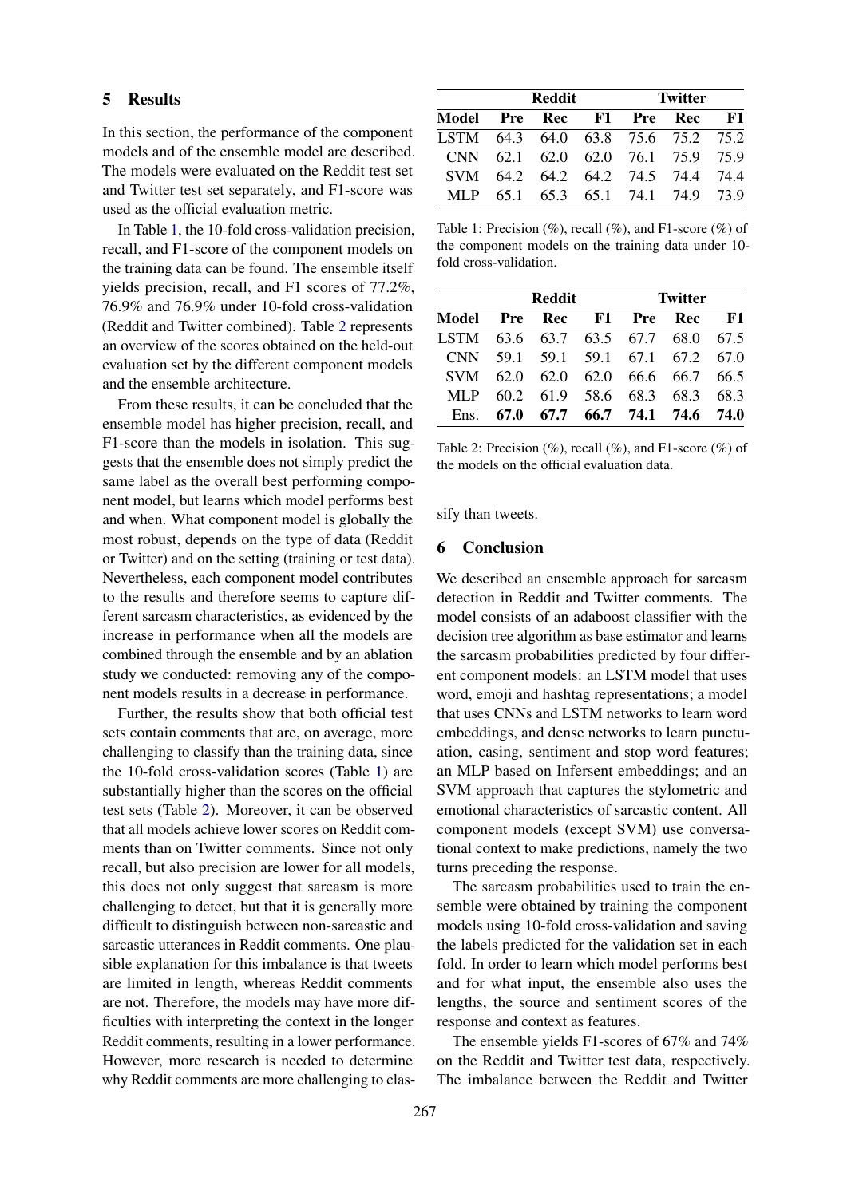## 5 Results

In this section, the performance of the component models and of the ensemble model are described. The models were evaluated on the Reddit test set and Twitter test set separately, and F1-score was used as the official evaluation metric.

In Table 1, the 10-fold cross-validation precision, recall, and F1-score of the component models on the training data can be found. The ensemble itself yields precision, recall, and F1 scores of 77.2%, 76.9% and 76.9% under 10-fold cross-validation (Reddit and Twitter combined). Table 2 represents an overview of the scores obtained on the held-out evaluation set by the different component models and the ensemble architecture.

From these results, it can be concluded that the ensemble model has higher precision, recall, and F1-score than the models in isolation. This suggests that the ensemble does not simply predict the same label as the overall best performing component model, but learns which model performs best and when. What component model is globally the most robust, depends on the type of data (Reddit or Twitter) and on the setting (training or test data). Nevertheless, each component model contributes to the results and therefore seems to capture different sarcasm characteristics, as evidenced by the increase in performance when all the models are combined through the ensemble and by an ablation study we conducted: removing any of the component models results in a decrease in performance.

Further, the results show that both official test sets contain comments that are, on average, more challenging to classify than the training data, since the 10-fold cross-validation scores (Table 1) are substantially higher than the scores on the official test sets (Table 2). Moreover, it can be observed that all models achieve lower scores on Reddit comments than on Twitter comments. Since not only recall, but also precision are lower for all models, this does not only suggest that sarcasm is more challenging to detect, but that it is generally more difficult to distinguish between non-sarcastic and sarcastic utterances in Reddit comments. One plausible explanation for this imbalance is that tweets are limited in length, whereas Reddit comments are not. Therefore, the models may have more difficulties with interpreting the context in the longer Reddit comments, resulting in a lower performance. However, more research is needed to determine why Reddit comments are more challenging to classify than tweets.

| | Reddit | | | Twitter | | |
|---|---|---|---|---|---|---|
| **Model** | **Pre** | **Rec** | **F1** | **Pre** | **Rec** | **F1** |
| LSTM | 64.3 | 64.0 | 63.8 | 75.6 | 75.2 | 75.2 |
| CNN | 62.1 | 62.0 | 62.0 | 76.1 | 75.9 | 75.9 |
| SVM | 64.2 | 64.2 | 64.2 | 74.5 | 74.4 | 74.4 |
| MLP | 65.1 | 65.3 | 65.1 | 74.1 | 74.9 | 73.9 |

Table 1: Precision (%), recall (%), and F1-score (%) of the component models on the training data under 10-fold cross-validation.

| | Reddit | | | Twitter | | |
|---|---|---|---|---|---|---|
| **Model** | **Pre** | **Rec** | **F1** | **Pre** | **Rec** | **F1** |
| LSTM | 63.6 | 63.7 | 63.5 | 67.7 | 68.0 | 67.5 |
| CNN | 59.1 | 59.1 | 59.1 | 67.1 | 67.2 | 67.0 |
| SVM | 62.0 | 62.0 | 62.0 | 66.6 | 66.7 | 66.5 |
| MLP | 60.2 | 61.9 | 58.6 | 68.3 | 68.3 | 68.3 |
| Ens. | **67.0** | **67.7** | **66.7** | **74.1** | **74.6** | **74.0** |

Table 2: Precision (%), recall (%), and F1-score (%) of the models on the official evaluation data.

## 6 Conclusion

We described an ensemble approach for sarcasm detection in Reddit and Twitter comments. The model consists of an adaboost classifier with the decision tree algorithm as base estimator and learns the sarcasm probabilities predicted by four different component models: an LSTM model that uses word, emoji and hashtag representations; a model that uses CNNs and LSTM networks to learn word embeddings, and dense networks to learn punctuation, casing, sentiment and stop word features; an MLP based on Infersent embeddings; and an SVM approach that captures the stylometric and emotional characteristics of sarcastic content. All component models (except SVM) use conversational context to make predictions, namely the two turns preceding the response.

The sarcasm probabilities used to train the ensemble were obtained by training the component models using 10-fold cross-validation and saving the labels predicted for the validation set in each fold. In order to learn which model performs best and for what input, the ensemble also uses the lengths, the source and sentiment scores of the response and context as features.

The ensemble yields F1-scores of 67% and 74% on the Reddit and Twitter test data, respectively. The imbalance between the Reddit and Twitter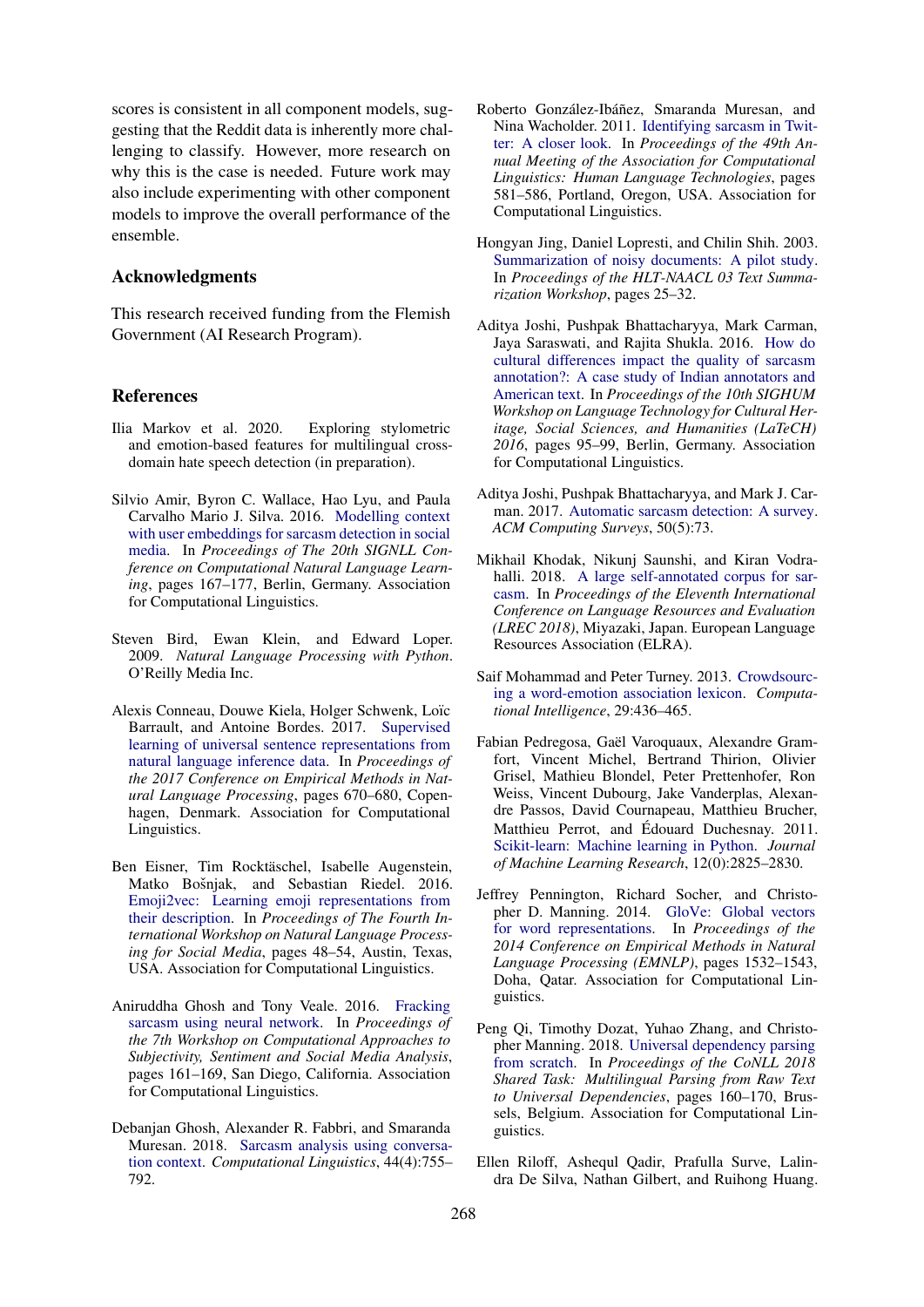scores is consistent in all component models, suggesting that the Reddit data is inherently more challenging to classify. However, more research on why this is the case is needed. Future work may also include experimenting with other component models to improve the overall performance of the ensemble.

## Acknowledgments

This research received funding from the Flemish Government (AI Research Program).

## References

Ilia Markov et al. 2020. Exploring stylometric and emotion-based features for multilingual cross-domain hate speech detection (in preparation).

Silvio Amir, Byron C. Wallace, Hao Lyu, and Paula Carvalho Mario J. Silva. 2016. Modelling context with user embeddings for sarcasm detection in social media. In *Proceedings of The 20th SIGNLL Conference on Computational Natural Language Learning*, pages 167–177, Berlin, Germany. Association for Computational Linguistics.

Steven Bird, Ewan Klein, and Edward Loper. 2009. *Natural Language Processing with Python*. O'Reilly Media Inc.

Alexis Conneau, Douwe Kiela, Holger Schwenk, Loïc Barrault, and Antoine Bordes. 2017. Supervised learning of universal sentence representations from natural language inference data. In *Proceedings of the 2017 Conference on Empirical Methods in Natural Language Processing*, pages 670–680, Copenhagen, Denmark. Association for Computational Linguistics.

Ben Eisner, Tim Rocktäschel, Isabelle Augenstein, Matko Bošnjak, and Sebastian Riedel. 2016. Emoji2vec: Learning emoji representations from their description. In *Proceedings of The Fourth International Workshop on Natural Language Processing for Social Media*, pages 48–54, Austin, Texas, USA. Association for Computational Linguistics.

Aniruddha Ghosh and Tony Veale. 2016. Fracking sarcasm using neural network. In *Proceedings of the 7th Workshop on Computational Approaches to Subjectivity, Sentiment and Social Media Analysis*, pages 161–169, San Diego, California. Association for Computational Linguistics.

Debanjan Ghosh, Alexander R. Fabbri, and Smaranda Muresan. 2018. Sarcasm analysis using conversation context. *Computational Linguistics*, 44(4):755–792.

Roberto González-Ibáñez, Smaranda Muresan, and Nina Wacholder. 2011. Identifying sarcasm in Twitter: A closer look. In *Proceedings of the 49th Annual Meeting of the Association for Computational Linguistics: Human Language Technologies*, pages 581–586, Portland, Oregon, USA. Association for Computational Linguistics.

Hongyan Jing, Daniel Lopresti, and Chilin Shih. 2003. Summarization of noisy documents: A pilot study. In *Proceedings of the HLT-NAACL 03 Text Summarization Workshop*, pages 25–32.

Aditya Joshi, Pushpak Bhattacharyya, Mark Carman, Jaya Saraswati, and Rajita Shukla. 2016. How do cultural differences impact the quality of sarcasm annotation?: A case study of Indian annotators and American text. In *Proceedings of the 10th SIGHUM Workshop on Language Technology for Cultural Heritage, Social Sciences, and Humanities (LaTeCH) 2016*, pages 95–99, Berlin, Germany. Association for Computational Linguistics.

Aditya Joshi, Pushpak Bhattacharyya, and Mark J. Carman. 2017. Automatic sarcasm detection: A survey. *ACM Computing Surveys*, 50(5):73.

Mikhail Khodak, Nikunj Saunshi, and Kiran Vodrahalli. 2018. A large self-annotated corpus for sarcasm. In *Proceedings of the Eleventh International Conference on Language Resources and Evaluation (LREC 2018)*, Miyazaki, Japan. European Language Resources Association (ELRA).

Saif Mohammad and Peter Turney. 2013. Crowdsourcing a word-emotion association lexicon. *Computational Intelligence*, 29:436–465.

Fabian Pedregosa, Gaël Varoquaux, Alexandre Gramfort, Vincent Michel, Bertrand Thirion, Olivier Grisel, Mathieu Blondel, Peter Prettenhofer, Ron Weiss, Vincent Dubourg, Jake Vanderplas, Alexandre Passos, David Cournapeau, Matthieu Brucher, Matthieu Perrot, and Édouard Duchesnay. 2011. Scikit-learn: Machine learning in Python. *Journal of Machine Learning Research*, 12(0):2825–2830.

Jeffrey Pennington, Richard Socher, and Christopher D. Manning. 2014. GloVe: Global vectors for word representations. In *Proceedings of the 2014 Conference on Empirical Methods in Natural Language Processing (EMNLP)*, pages 1532–1543, Doha, Qatar. Association for Computational Linguistics.

Peng Qi, Timothy Dozat, Yuhao Zhang, and Christopher Manning. 2018. Universal dependency parsing from scratch. In *Proceedings of the CoNLL 2018 Shared Task: Multilingual Parsing from Raw Text to Universal Dependencies*, pages 160–170, Brussels, Belgium. Association for Computational Linguistics.

Ellen Riloff, Ashequl Qadir, Prafulla Surve, Lalindra De Silva, Nathan Gilbert, and Ruihong Huang.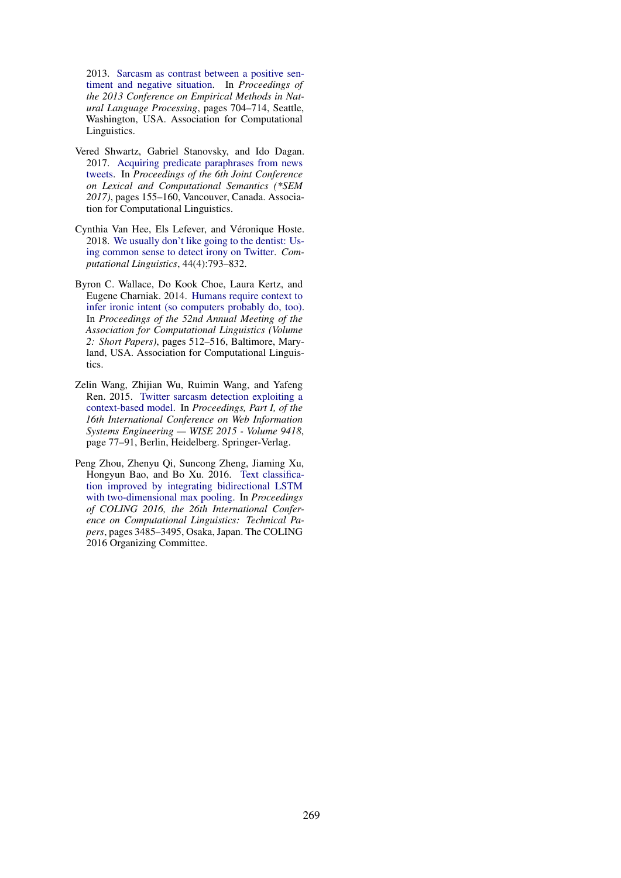2013. Sarcasm as contrast between a positive sentiment and negative situation. In *Proceedings of the 2013 Conference on Empirical Methods in Natural Language Processing*, pages 704–714, Seattle, Washington, USA. Association for Computational Linguistics.

Vered Shwartz, Gabriel Stanovsky, and Ido Dagan. 2017. Acquiring predicate paraphrases from news tweets. In *Proceedings of the 6th Joint Conference on Lexical and Computational Semantics (*SEM 2017)*, pages 155–160, Vancouver, Canada. Association for Computational Linguistics.

Cynthia Van Hee, Els Lefever, and Véronique Hoste. 2018. We usually don't like going to the dentist: Using common sense to detect irony on Twitter. *Computational Linguistics*, 44(4):793–832.

Byron C. Wallace, Do Kook Choe, Laura Kertz, and Eugene Charniak. 2014. Humans require context to infer ironic intent (so computers probably do, too). In *Proceedings of the 52nd Annual Meeting of the Association for Computational Linguistics (Volume 2: Short Papers)*, pages 512–516, Baltimore, Maryland, USA. Association for Computational Linguistics.

Zelin Wang, Zhijian Wu, Ruimin Wang, and Yafeng Ren. 2015. Twitter sarcasm detection exploiting a context-based model. In *Proceedings, Part I, of the 16th International Conference on Web Information Systems Engineering — WISE 2015 - Volume 9418*, page 77–91, Berlin, Heidelberg. Springer-Verlag.

Peng Zhou, Zhenyu Qi, Suncong Zheng, Jiaming Xu, Hongyun Bao, and Bo Xu. 2016. Text classification improved by integrating bidirectional LSTM with two-dimensional max pooling. In *Proceedings of COLING 2016, the 26th International Conference on Computational Linguistics: Technical Papers*, pages 3485–3495, Osaka, Japan. The COLING 2016 Organizing Committee.